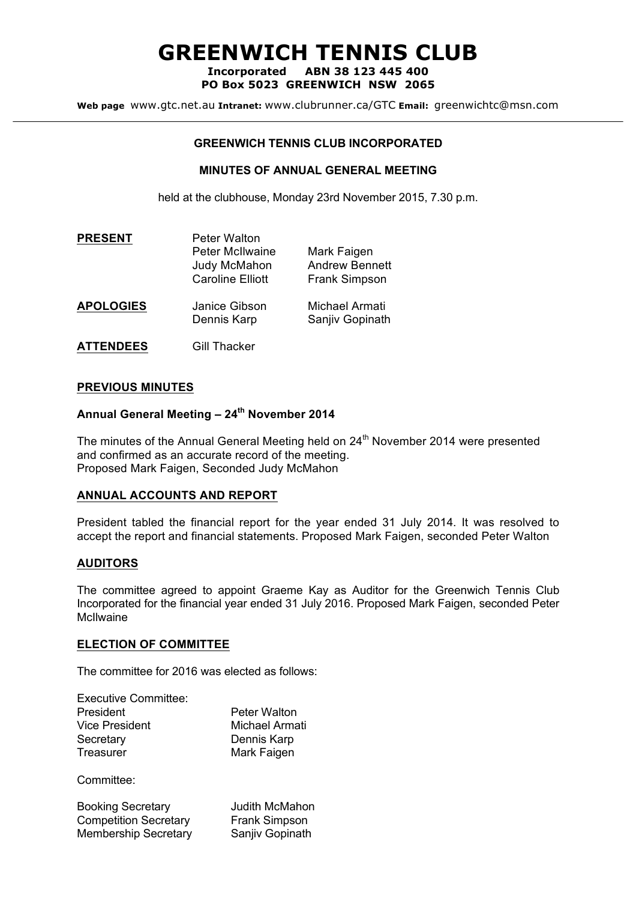# GREENWICH TENNIS CLUB

**Incorporated ABN 38 123 445 400**
**PO Box 5023 GREENWICH NSW 2065**

**Web page** www.gtc.net.au **Intranet:** www.clubrunner.ca/GTC **Email:** greenwichtc@msn.com

---

**GREENWICH TENNIS CLUB INCORPORATED**

**MINUTES OF ANNUAL GENERAL MEETING**

held at the clubhouse, Monday 23rd November 2015, 7.30 p.m.

| | | |
|---|---|---|
| **PRESENT** | Peter Walton | |
| | Peter McIlwaine | Mark Faigen |
| | Judy McMahon | Andrew Bennett |
| | Caroline Elliott | Frank Simpson |
| **APOLOGIES** | Janice Gibson | Michael Armati |
| | Dennis Karp | Sanjiv Gopinath |
| **ATTENDEES** | Gill Thacker | |

## PREVIOUS MINUTES

### Annual General Meeting – 24th November 2014

The minutes of the Annual General Meeting held on 24th November 2014 were presented and confirmed as an accurate record of the meeting.
Proposed Mark Faigen, Seconded Judy McMahon

## ANNUAL ACCOUNTS AND REPORT

President tabled the financial report for the year ended 31 July 2014. It was resolved to accept the report and financial statements. Proposed Mark Faigen, seconded Peter Walton

## AUDITORS

The committee agreed to appoint Graeme Kay as Auditor for the Greenwich Tennis Club Incorporated for the financial year ended 31 July 2016. Proposed Mark Faigen, seconded Peter McIlwaine

## ELECTION OF COMMITTEE

The committee for 2016 was elected as follows:

Executive Committee:

| | |
|---|---|
| President | Peter Walton |
| Vice President | Michael Armati |
| Secretary | Dennis Karp |
| Treasurer | Mark Faigen |

Committee:

| | |
|---|---|
| Booking Secretary | Judith McMahon |
| Competition Secretary | Frank Simpson |
| Membership Secretary | Sanjiv Gopinath |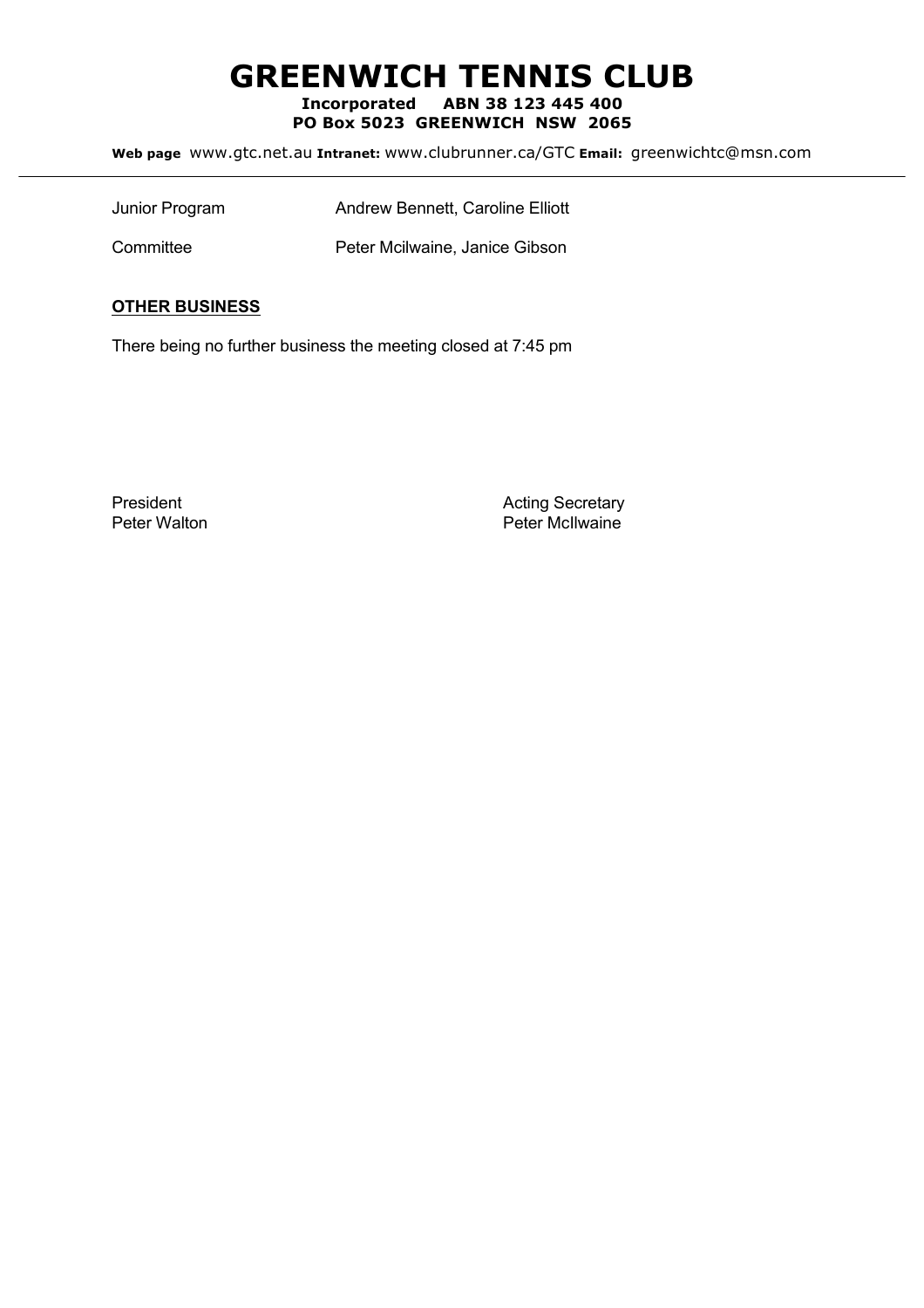# GREENWICH TENNIS CLUB

**Incorporated ABN 38 123 445 400**
**PO Box 5023 GREENWICH NSW 2065**

**Web page** www.gtc.net.au **Intranet:** www.clubrunner.ca/GTC **Email:** greenwichtc@msn.com

---

| | |
|---|---|
| Junior Program | Andrew Bennett, Caroline Elliott |
| Committee | Peter Mcilwaine, Janice Gibson |

**OTHER BUSINESS**

There being no further business the meeting closed at 7:45 pm

President
Peter Walton

Acting Secretary
Peter McIlwaine